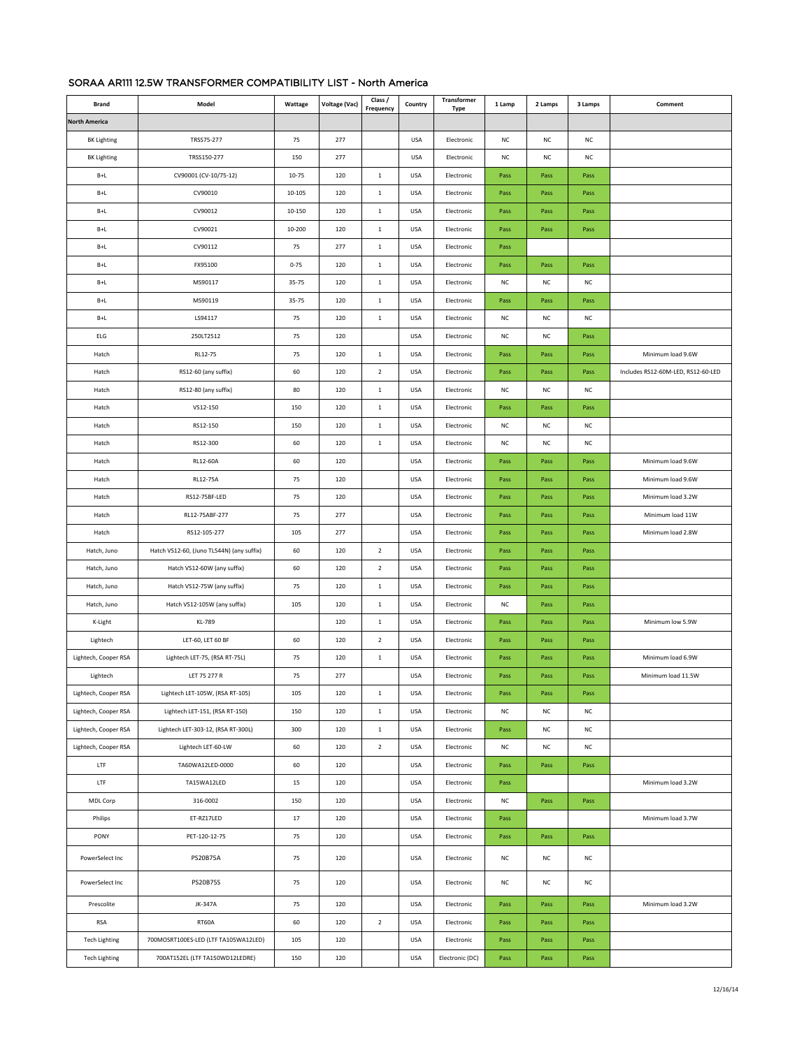## SORAA AR111 12.5W TRANSFORMER COMPATIBILITY LIST - North America

| Brand | Model | Wattage | Voltage (Vac) | Class / Frequency | Country | Transformer Type | 1 Lamp | 2 Lamps | 3 Lamps | Comment |
|---|---|---|---|---|---|---|---|---|---|---|
| North America | | | | | | | | | | |
| BK Lighting | TRSS75-277 | 75 | 277 | | USA | Electronic | NC | NC | NC | |
| BK Lighting | TRSS150-277 | 150 | 277 | | USA | Electronic | NC | NC | NC | |
| B+L | CV90001 (CV-10/75-12) | 10-75 | 120 | 1 | USA | Electronic | Pass | Pass | Pass | |
| B+L | CV90010 | 10-105 | 120 | 1 | USA | Electronic | Pass | Pass | Pass | |
| B+L | CV90012 | 10-150 | 120 | 1 | USA | Electronic | Pass | Pass | Pass | |
| B+L | CV90021 | 10-200 | 120 | 1 | USA | Electronic | Pass | Pass | Pass | |
| B+L | CV90112 | 75 | 277 | 1 | USA | Electronic | Pass | | | |
| B+L | FX95100 | 0-75 | 120 | 1 | USA | Electronic | Pass | Pass | Pass | |
| B+L | MS90117 | 35-75 | 120 | 1 | USA | Electronic | NC | NC | NC | |
| B+L | MS90119 | 35-75 | 120 | 1 | USA | Electronic | Pass | Pass | Pass | |
| B+L | LS94117 | 75 | 120 | 1 | USA | Electronic | NC | NC | NC | |
| ELG | 250LT2512 | 75 | 120 | | USA | Electronic | NC | NC | Pass | |
| Hatch | RL12-75 | 75 | 120 | 1 | USA | Electronic | Pass | Pass | Pass | Minimum load 9.6W |
| Hatch | RS12-60 (any suffix) | 60 | 120 | 2 | USA | Electronic | Pass | Pass | Pass | Includes RS12-60M-LED, RS12-60-LED |
| Hatch | RS12-80 (any suffix) | 80 | 120 | 1 | USA | Electronic | NC | NC | NC | |
| Hatch | VS12-150 | 150 | 120 | 1 | USA | Electronic | Pass | Pass | Pass | |
| Hatch | RS12-150 | 150 | 120 | 1 | USA | Electronic | NC | NC | NC | |
| Hatch | RS12-300 | 60 | 120 | 1 | USA | Electronic | NC | NC | NC | |
| Hatch | RL12-60A | 60 | 120 | | USA | Electronic | Pass | Pass | Pass | Minimum load 9.6W |
| Hatch | RL12-75A | 75 | 120 | | USA | Electronic | Pass | Pass | Pass | Minimum load 9.6W |
| Hatch | RS12-75BF-LED | 75 | 120 | | USA | Electronic | Pass | Pass | Pass | Minimum load 3.2W |
| Hatch | RL12-75ABF-277 | 75 | 277 | | USA | Electronic | Pass | Pass | Pass | Minimum load 11W |
| Hatch | RS12-105-277 | 105 | 277 | | USA | Electronic | Pass | Pass | Pass | Minimum load 2.8W |
| Hatch, Juno | Hatch VS12-60, (Juno TL544N) (any suffix) | 60 | 120 | 2 | USA | Electronic | Pass | Pass | Pass | |
| Hatch, Juno | Hatch VS12-60W (any suffix) | 60 | 120 | 2 | USA | Electronic | Pass | Pass | Pass | |
| Hatch, Juno | Hatch VS12-75W (any suffix) | 75 | 120 | 1 | USA | Electronic | Pass | Pass | Pass | |
| Hatch, Juno | Hatch VS12-105W (any suffix) | 105 | 120 | 1 | USA | Electronic | NC | Pass | Pass | |
| K-Light | KL-789 | | 120 | 1 | USA | Electronic | Pass | Pass | Pass | Minimum low 5.9W |
| Lightech | LET-60, LET 60 BF | 60 | 120 | 2 | USA | Electronic | Pass | Pass | Pass | |
| Lightech, Cooper RSA | Lightech LET-75, (RSA RT-75L) | 75 | 120 | 1 | USA | Electronic | Pass | Pass | Pass | Minimum load 6.9W |
| Lightech | LET 75 277 R | 75 | 277 | | USA | Electronic | Pass | Pass | Pass | Minimum load 11.5W |
| Lightech, Cooper RSA | Lightech LET-105W, (RSA RT-105) | 105 | 120 | 1 | USA | Electronic | Pass | Pass | Pass | |
| Lightech, Cooper RSA | Lightech LET-151, (RSA RT-150) | 150 | 120 | 1 | USA | Electronic | NC | NC | NC | |
| Lightech, Cooper RSA | Lightech LET-303-12, (RSA RT-300L) | 300 | 120 | 1 | USA | Electronic | Pass | NC | NC | |
| Lightech, Cooper RSA | Lightech LET-60-LW | 60 | 120 | 2 | USA | Electronic | NC | NC | NC | |
| LTF | TA60WA12LED-0000 | 60 | 120 | | USA | Electronic | Pass | Pass | Pass | |
| LTF | TA15WA12LED | 15 | 120 | | USA | Electronic | Pass | | | Minimum load 3.2W |
| MDL Corp | 316-0002 | 150 | 120 | | USA | Electronic | NC | Pass | Pass | |
| Philips | ET-RZ17LED | 17 | 120 | | USA | Electronic | Pass | | | Minimum load 3.7W |
| PONY | PET-120-12-75 | 75 | 120 | | USA | Electronic | Pass | Pass | Pass | |
| PowerSelect Inc | PS20B75A | 75 | 120 | | USA | Electronic | NC | NC | NC | |
| PowerSelect Inc | PS20B75S | 75 | 120 | | USA | Electronic | NC | NC | NC | |
| Prescolite | JK-347A | 75 | 120 | | USA | Electronic | Pass | Pass | Pass | Minimum load 3.2W |
| RSA | RT60A | 60 | 120 | 2 | USA | Electronic | Pass | Pass | Pass | |
| Tech Lighting | 700MOSRT100ES-LED (LTF TA105WA12LED) | 105 | 120 | | USA | Electronic | Pass | Pass | Pass | |
| Tech Lighting | 700AT152EL (LTF TA150WD12LEDRE) | 150 | 120 | | USA | Electronic (DC) | Pass | Pass | Pass | |

12/16/14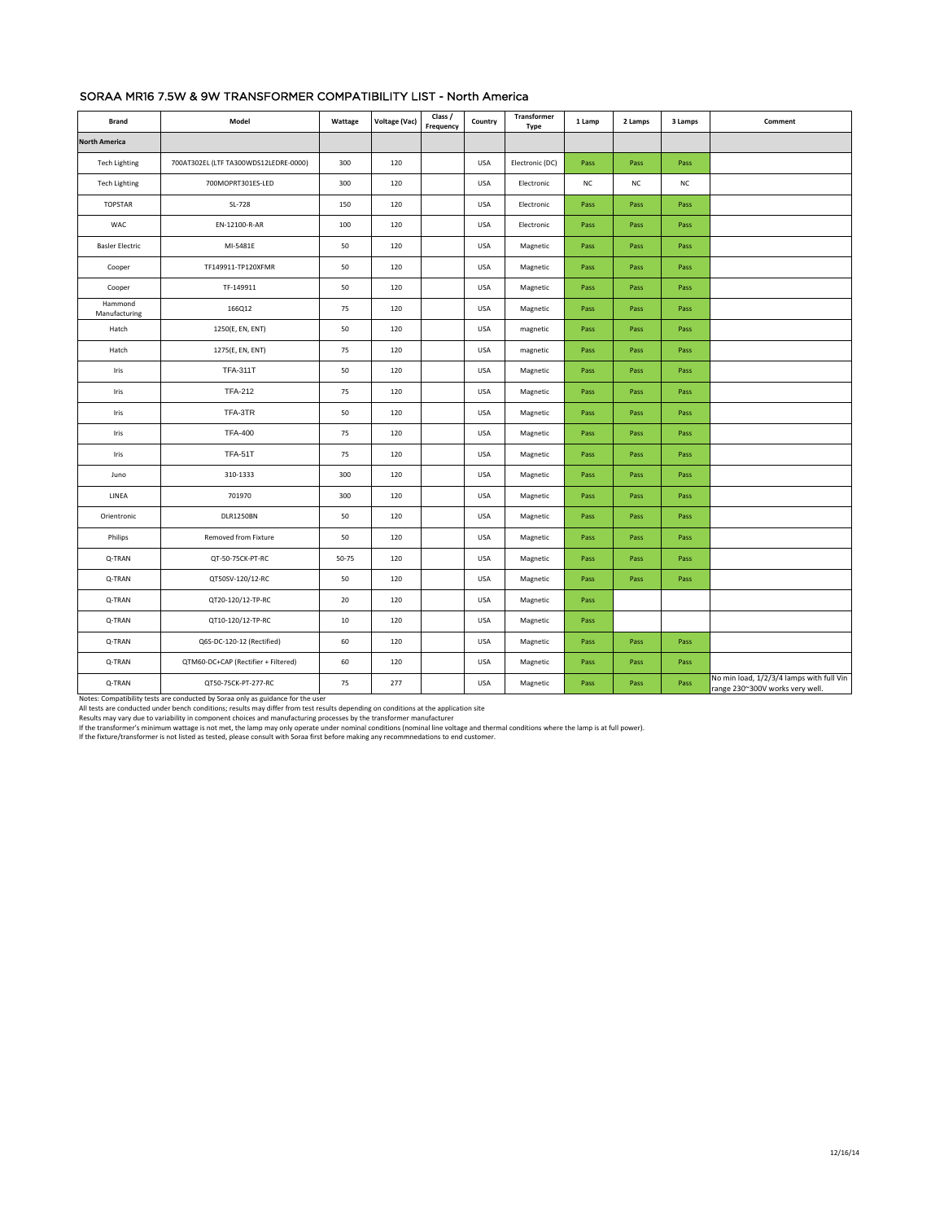## SORAA MR16 7.5W & 9W TRANSFORMER COMPATIBILITY LIST - North America

| Brand | Model | Wattage | Voltage (Vac) | Class / Frequency | Country | Transformer Type | 1 Lamp | 2 Lamps | 3 Lamps | Comment |
|---|---|---|---|---|---|---|---|---|---|---|
| **North America** | | | | | | | | | | |
| Tech Lighting | 700AT302EL (LTF TA300WDS12LEDRE-0000) | 300 | 120 | | USA | Electronic (DC) | Pass | Pass | Pass | |
| Tech Lighting | 700MOPRT301ES-LED | 300 | 120 | | USA | Electronic | NC | NC | NC | |
| TOPSTAR | SL-728 | 150 | 120 | | USA | Electronic | Pass | Pass | Pass | |
| WAC | EN-12100-R-AR | 100 | 120 | | USA | Electronic | Pass | Pass | Pass | |
| Basler Electric | MI-5481E | 50 | 120 | | USA | Magnetic | Pass | Pass | Pass | |
| Cooper | TF149911-TP120XFMR | 50 | 120 | | USA | Magnetic | Pass | Pass | Pass | |
| Cooper | TF-149911 | 50 | 120 | | USA | Magnetic | Pass | Pass | Pass | |
| Hammond Manufacturing | 166Q12 | 75 | 120 | | USA | Magnetic | Pass | Pass | Pass | |
| Hatch | 1250(E, EN, ENT) | 50 | 120 | | USA | magnetic | Pass | Pass | Pass | |
| Hatch | 1275(E, EN, ENT) | 75 | 120 | | USA | magnetic | Pass | Pass | Pass | |
| Iris | TFA-311T | 50 | 120 | | USA | Magnetic | Pass | Pass | Pass | |
| Iris | TFA-212 | 75 | 120 | | USA | Magnetic | Pass | Pass | Pass | |
| Iris | TFA-3TR | 50 | 120 | | USA | Magnetic | Pass | Pass | Pass | |
| Iris | TFA-400 | 75 | 120 | | USA | Magnetic | Pass | Pass | Pass | |
| Iris | TFA-51T | 75 | 120 | | USA | Magnetic | Pass | Pass | Pass | |
| Juno | 310-1333 | 300 | 120 | | USA | Magnetic | Pass | Pass | Pass | |
| LINEA | 701970 | 300 | 120 | | USA | Magnetic | Pass | Pass | Pass | |
| Orientronic | DLR1250BN | 50 | 120 | | USA | Magnetic | Pass | Pass | Pass | |
| Philips | Removed from Fixture | 50 | 120 | | USA | Magnetic | Pass | Pass | Pass | |
| Q-TRAN | QT-50-75CK-PT-RC | 50-75 | 120 | | USA | Magnetic | Pass | Pass | Pass | |
| Q-TRAN | QT50SV-120/12-RC | 50 | 120 | | USA | Magnetic | Pass | Pass | Pass | |
| Q-TRAN | QT20-120/12-TP-RC | 20 | 120 | | USA | Magnetic | Pass | | | |
| Q-TRAN | QT10-120/12-TP-RC | 10 | 120 | | USA | Magnetic | Pass | | | |
| Q-TRAN | Q6S-DC-120-12 (Rectified) | 60 | 120 | | USA | Magnetic | Pass | Pass | Pass | |
| Q-TRAN | QTM60-DC+CAP (Rectifier + Filtered) | 60 | 120 | | USA | Magnetic | Pass | Pass | Pass | |
| Q-TRAN | QT50-75CK-PT-277-RC | 75 | 277 | | USA | Magnetic | Pass | Pass | Pass | No min load, 1/2/3/4 lamps with full Vin range 230~300V works very well. |

Notes: Compatibility tests are conducted by Soraa only as guidance for the user
All tests are conducted under bench conditions; results may differ from test results depending on conditions at the application site
Results may vary due to variability in component choices and manufacturing processes by the transformer manufacturer
If the transformer's minimum wattage is not met, the lamp may only operate under nominal conditions (nominal line voltage and thermal conditions where the lamp is at full power).
If the fixture/transformer is not listed as tested, please consult with Soraa first before making any recommnedations to end customer.

12/16/14